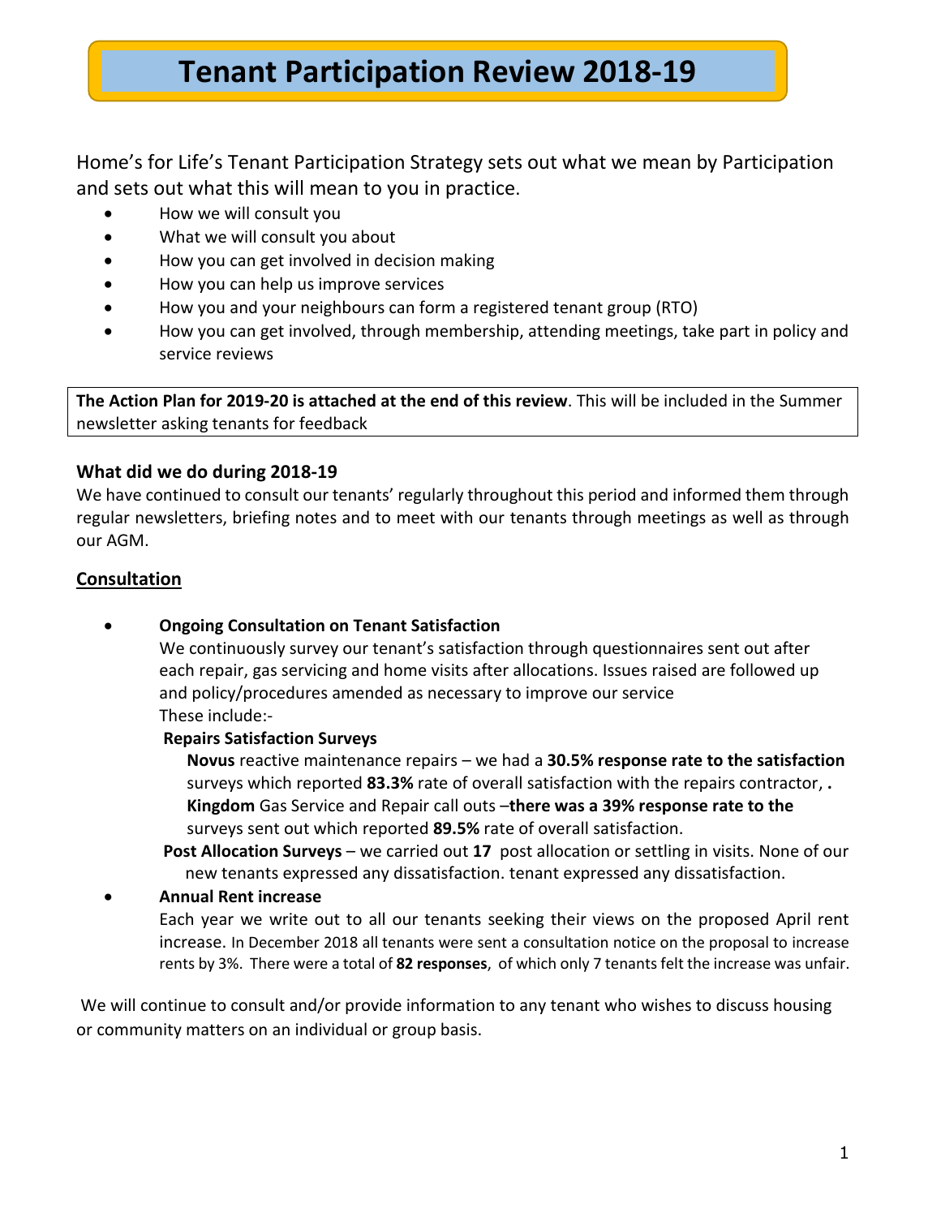# Tenant Participation Review 2018-19

Home's for Life's Tenant Participation Strategy sets out what we mean by Participation and sets out what this will mean to you in practice.

- How we will consult you
- What we will consult you about
- How you can get involved in decision making
- How you can help us improve services
- How you and your neighbours can form a registered tenant group (RTO)
- How you can get involved, through membership, attending meetings, take part in policy and service reviews

**The Action Plan for 2019-20 is attached at the end of this review**. This will be included in the Summer newsletter asking tenants for feedback

### What did we do during 2018-19

We have continued to consult our tenants' regularly throughout this period and informed them through regular newsletters, briefing notes and to meet with our tenants through meetings as well as through our AGM.

## Consultation

- **Ongoing Consultation on Tenant Satisfaction**
  We continuously survey our tenant's satisfaction through questionnaires sent out after each repair, gas servicing and home visits after allocations. Issues raised are followed up and policy/procedures amended as necessary to improve our service
  These include:-

  **Repairs Satisfaction Surveys**

  **Novus** reactive maintenance repairs – we had a **30.5% response rate to the satisfaction** surveys which reported **83.3%** rate of overall satisfaction with the repairs contractor, **.**
  **Kingdom** Gas Service and Repair call outs –**there was a 39% response rate to the** surveys sent out which reported **89.5%** rate of overall satisfaction.

  **Post Allocation Surveys** – we carried out **17** post allocation or settling in visits. None of our new tenants expressed any dissatisfaction. tenant expressed any dissatisfaction.

- **Annual Rent increase**
  Each year we write out to all our tenants seeking their views on the proposed April rent increase. In December 2018 all tenants were sent a consultation notice on the proposal to increase rents by 3%. There were a total of **82 responses**, of which only 7 tenants felt the increase was unfair.

We will continue to consult and/or provide information to any tenant who wishes to discuss housing or community matters on an individual or group basis.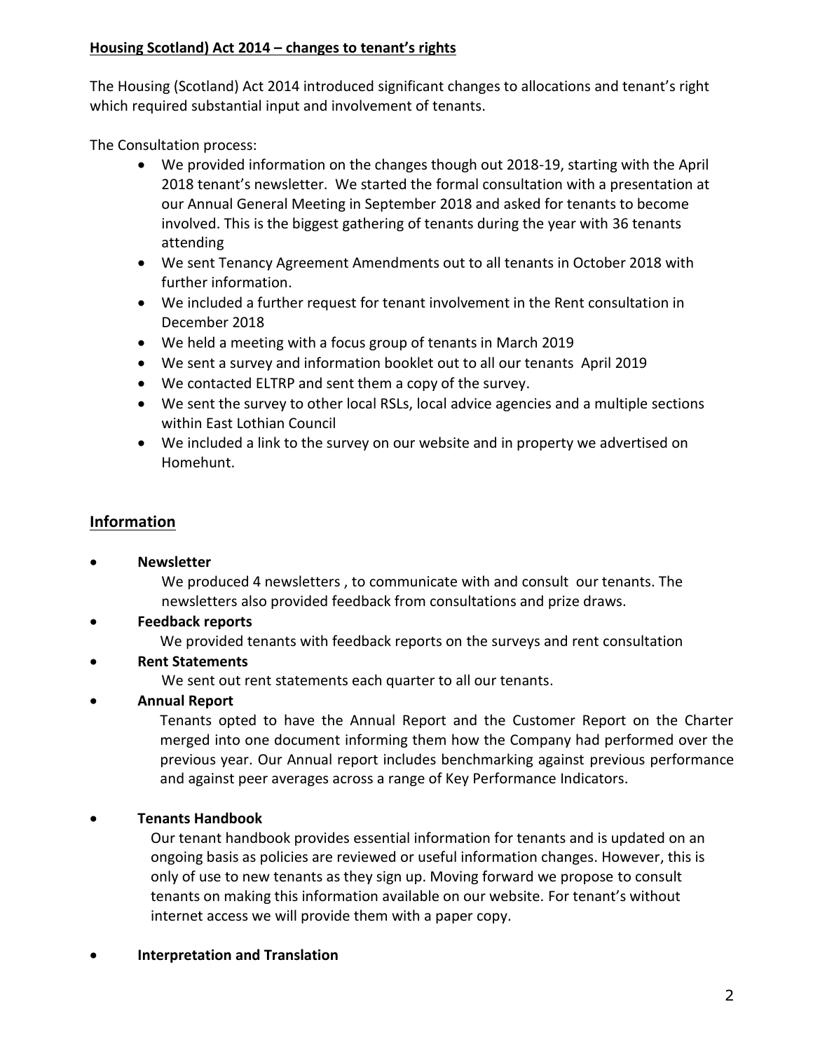**Housing Scotland) Act 2014 – changes to tenant's rights**

The Housing (Scotland) Act 2014 introduced significant changes to allocations and tenant's right which required substantial input and involvement of tenants.

The Consultation process:

- We provided information on the changes though out 2018-19, starting with the April 2018 tenant's newsletter. We started the formal consultation with a presentation at our Annual General Meeting in September 2018 and asked for tenants to become involved. This is the biggest gathering of tenants during the year with 36 tenants attending
- We sent Tenancy Agreement Amendments out to all tenants in October 2018 with further information.
- We included a further request for tenant involvement in the Rent consultation in December 2018
- We held a meeting with a focus group of tenants in March 2019
- We sent a survey and information booklet out to all our tenants April 2019
- We contacted ELTRP and sent them a copy of the survey.
- We sent the survey to other local RSLs, local advice agencies and a multiple sections within East Lothian Council
- We included a link to the survey on our website and in property we advertised on Homehunt.

## Information

- **Newsletter**

  We produced 4 newsletters , to communicate with and consult our tenants. The newsletters also provided feedback from consultations and prize draws.

- **Feedback reports**

  We provided tenants with feedback reports on the surveys and rent consultation

- **Rent Statements**

  We sent out rent statements each quarter to all our tenants.

- **Annual Report**

  Tenants opted to have the Annual Report and the Customer Report on the Charter merged into one document informing them how the Company had performed over the previous year. Our Annual report includes benchmarking against previous performance and against peer averages across a range of Key Performance Indicators.

- **Tenants Handbook**

  Our tenant handbook provides essential information for tenants and is updated on an ongoing basis as policies are reviewed or useful information changes. However, this is only of use to new tenants as they sign up. Moving forward we propose to consult tenants on making this information available on our website. For tenant's without internet access we will provide them with a paper copy.

- **Interpretation and Translation**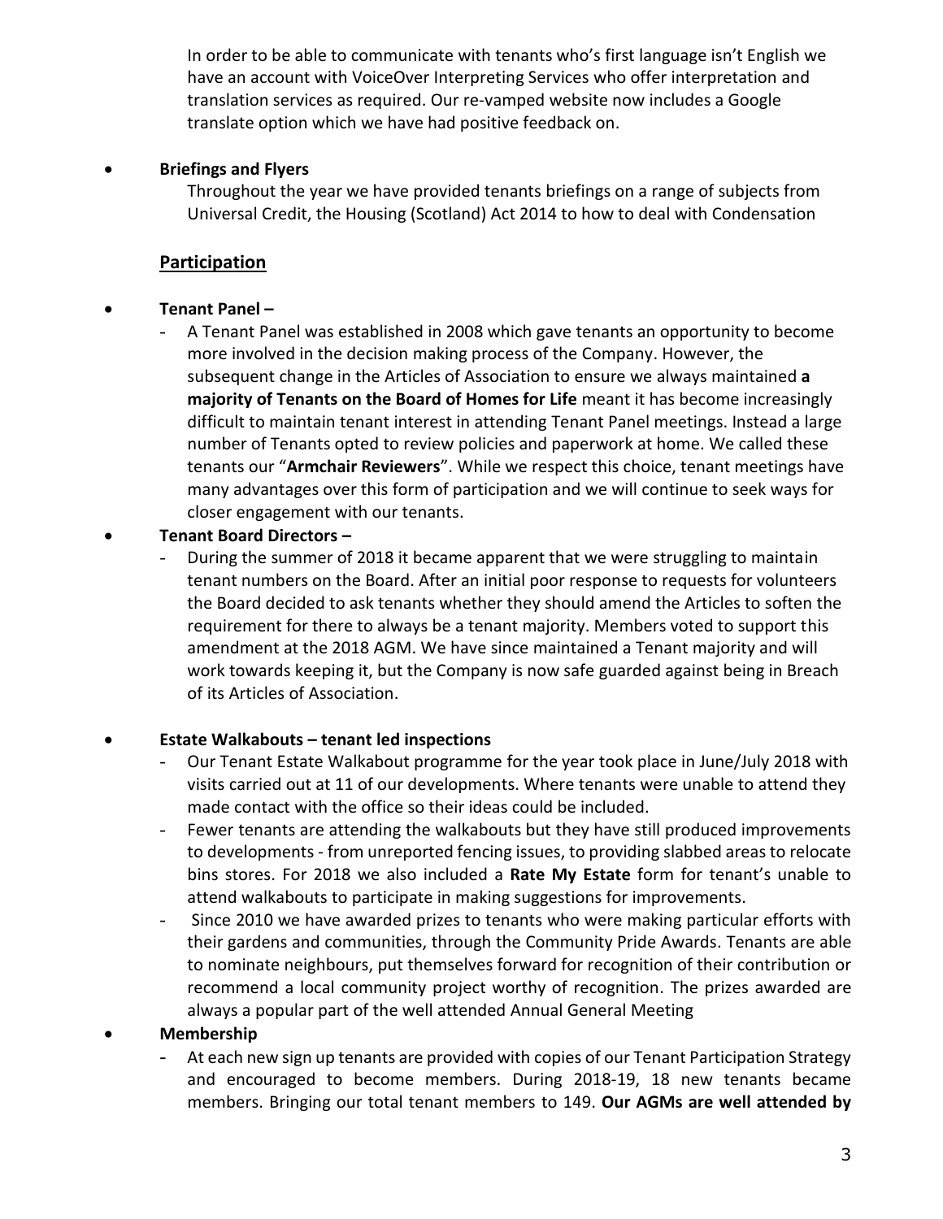In order to be able to communicate with tenants who's first language isn't English we have an account with VoiceOver Interpreting Services who offer interpretation and translation services as required. Our re-vamped website now includes a Google translate option which we have had positive feedback on.

- **Briefings and Flyers**

  Throughout the year we have provided tenants briefings on a range of subjects from Universal Credit, the Housing (Scotland) Act 2014 to how to deal with Condensation

## Participation

- **Tenant Panel –**
  - A Tenant Panel was established in 2008 which gave tenants an opportunity to become more involved in the decision making process of the Company. However, the subsequent change in the Articles of Association to ensure we always maintained **a majority of Tenants on the Board of Homes for Life** meant it has become increasingly difficult to maintain tenant interest in attending Tenant Panel meetings. Instead a large number of Tenants opted to review policies and paperwork at home. We called these tenants our "**Armchair Reviewers**". While we respect this choice, tenant meetings have many advantages over this form of participation and we will continue to seek ways for closer engagement with our tenants.
- **Tenant Board Directors –**
  - During the summer of 2018 it became apparent that we were struggling to maintain tenant numbers on the Board. After an initial poor response to requests for volunteers the Board decided to ask tenants whether they should amend the Articles to soften the requirement for there to always be a tenant majority. Members voted to support this amendment at the 2018 AGM. We have since maintained a Tenant majority and will work towards keeping it, but the Company is now safe guarded against being in Breach of its Articles of Association.

- **Estate Walkabouts – tenant led inspections**
  - Our Tenant Estate Walkabout programme for the year took place in June/July 2018 with visits carried out at 11 of our developments. Where tenants were unable to attend they made contact with the office so their ideas could be included.
  - Fewer tenants are attending the walkabouts but they have still produced improvements to developments - from unreported fencing issues, to providing slabbed areas to relocate bins stores. For 2018 we also included a **Rate My Estate** form for tenant's unable to attend walkabouts to participate in making suggestions for improvements.
  - Since 2010 we have awarded prizes to tenants who were making particular efforts with their gardens and communities, through the Community Pride Awards. Tenants are able to nominate neighbours, put themselves forward for recognition of their contribution or recommend a local community project worthy of recognition. The prizes awarded are always a popular part of the well attended Annual General Meeting
- **Membership**
  - At each new sign up tenants are provided with copies of our Tenant Participation Strategy and encouraged to become members. During 2018-19, 18 new tenants became members. Bringing our total tenant members to 149. **Our AGMs are well attended by**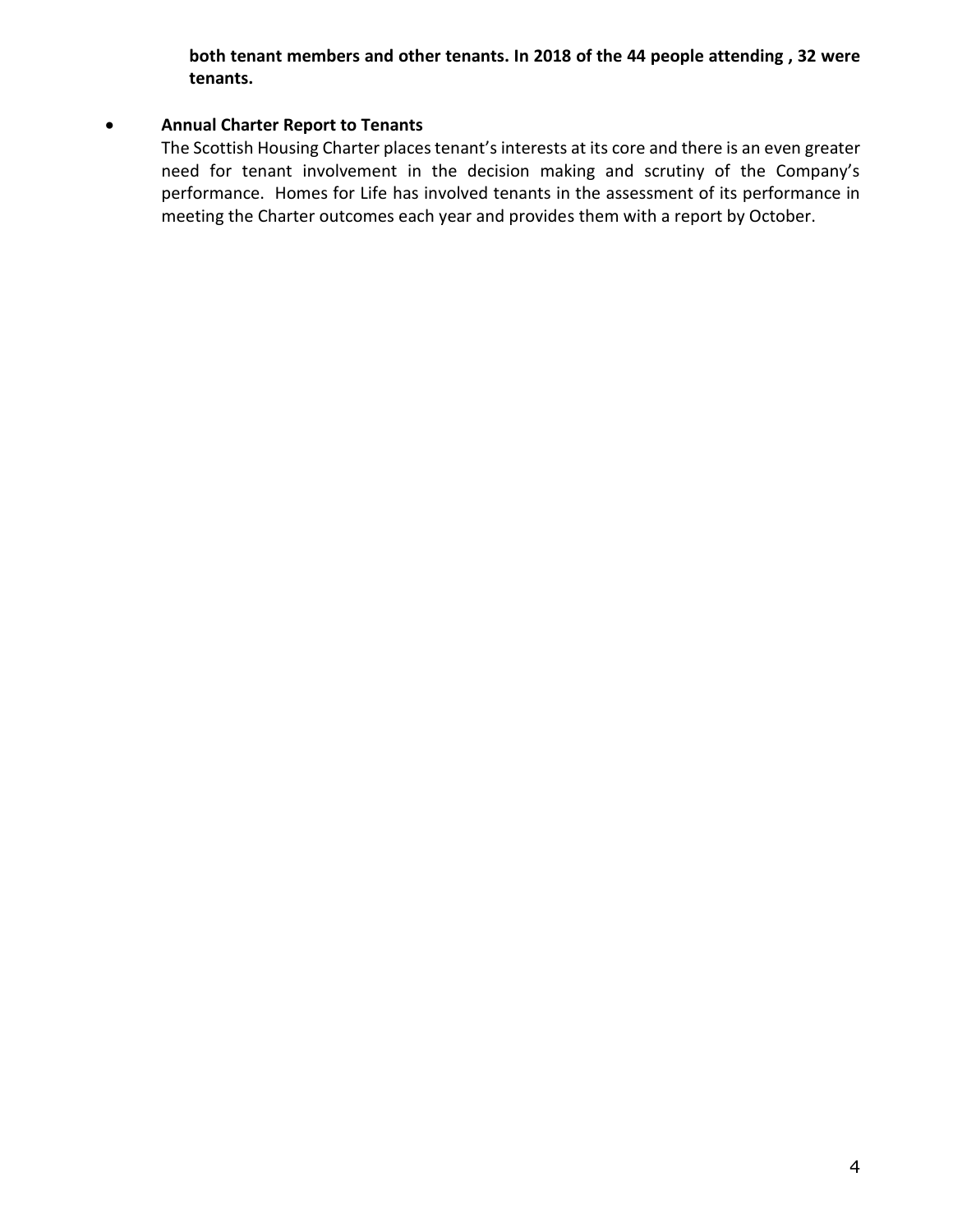**both tenant members and other tenants. In 2018 of the 44 people attending , 32 were tenants.**

- **Annual Charter Report to Tenants**

  The Scottish Housing Charter places tenant's interests at its core and there is an even greater need for tenant involvement in the decision making and scrutiny of the Company's performance. Homes for Life has involved tenants in the assessment of its performance in meeting the Charter outcomes each year and provides them with a report by October.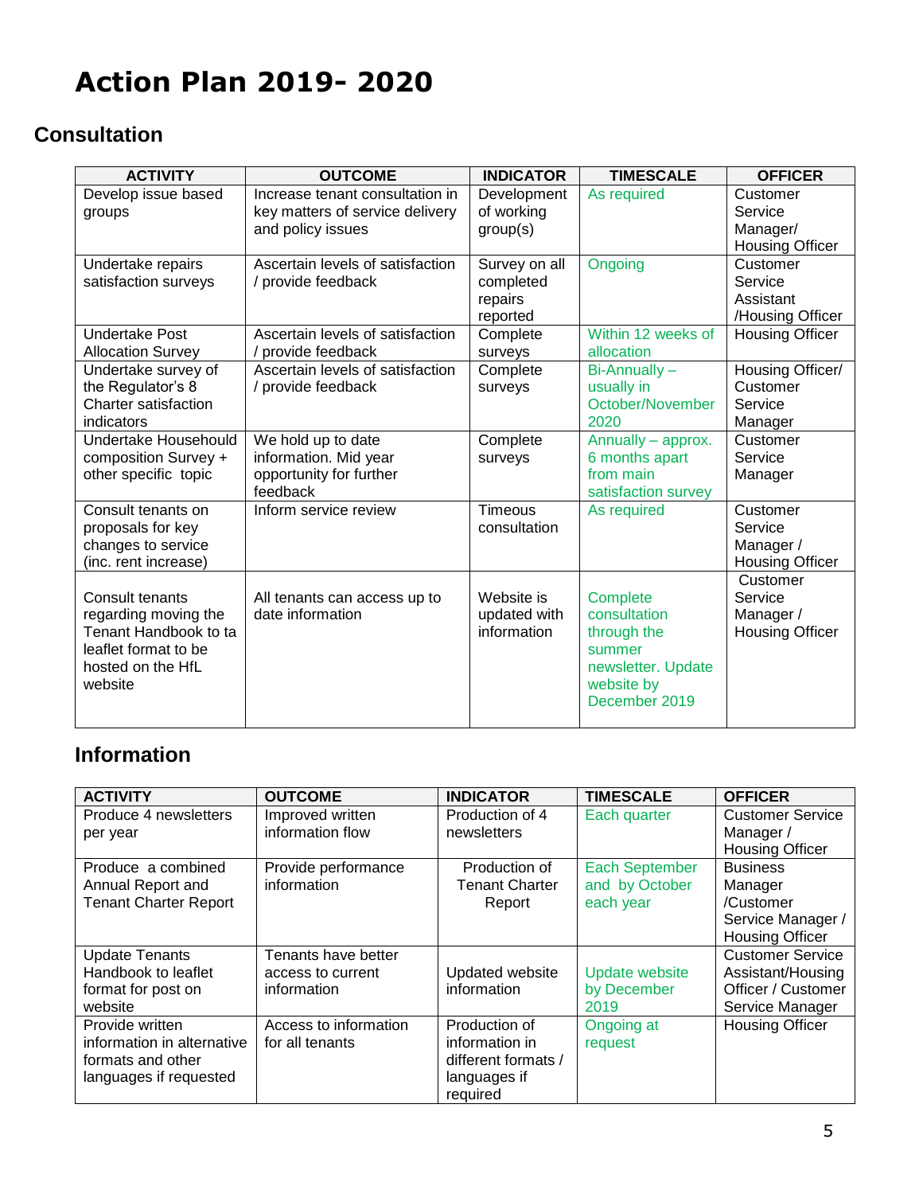# Action Plan 2019- 2020

## Consultation

| ACTIVITY | OUTCOME | INDICATOR | TIMESCALE | OFFICER |
|---|---|---|---|---|
| Develop issue based groups | Increase tenant consultation in key matters of service delivery and policy issues | Development of working group(s) | As required | Customer Service Manager/ Housing Officer |
| Undertake repairs satisfaction surveys | Ascertain levels of satisfaction / provide feedback | Survey on all completed repairs reported | Ongoing | Customer Service Assistant /Housing Officer |
| Undertake Post Allocation Survey | Ascertain levels of satisfaction / provide feedback | Complete surveys | Within 12 weeks of allocation | Housing Officer |
| Undertake survey of the Regulator's 8 Charter satisfaction indicators | Ascertain levels of satisfaction / provide feedback | Complete surveys | Bi-Annually – usually in October/November 2020 | Housing Officer/ Customer Service Manager |
| Undertake Househould composition Survey + other specific topic | We hold up to date information. Mid year opportunity for further feedback | Complete surveys | Annually – approx. 6 months apart from main satisfaction survey | Customer Service Manager |
| Consult tenants on proposals for key changes to service (inc. rent increase) | Inform service review | Timeous consultation | As required | Customer Service Manager / Housing Officer |
| Consult tenants regarding moving the Tenant Handbook to ta leaflet format to be hosted on the HfL website | All tenants can access up to date information | Website is updated with information | Complete consultation through the summer newsletter. Update website by December 2019 | Customer Service Manager / Housing Officer |

## Information

| ACTIVITY | OUTCOME | INDICATOR | TIMESCALE | OFFICER |
|---|---|---|---|---|
| Produce 4 newsletters per year | Improved written information flow | Production of 4 newsletters | Each quarter | Customer Service Manager / Housing Officer |
| Produce a combined Annual Report and Tenant Charter Report | Provide performance information | Production of Tenant Charter Report | Each September and by October each year | Business Manager /Customer Service Manager / Housing Officer |
| Update Tenants Handbook to leaflet format for post on website | Tenants have better access to current information | Updated website information | Update website by December 2019 | Customer Service Assistant/Housing Officer / Customer Service Manager |
| Provide written information in alternative formats and other languages if requested | Access to information for all tenants | Production of information in different formats / languages if required | Ongoing at request | Housing Officer |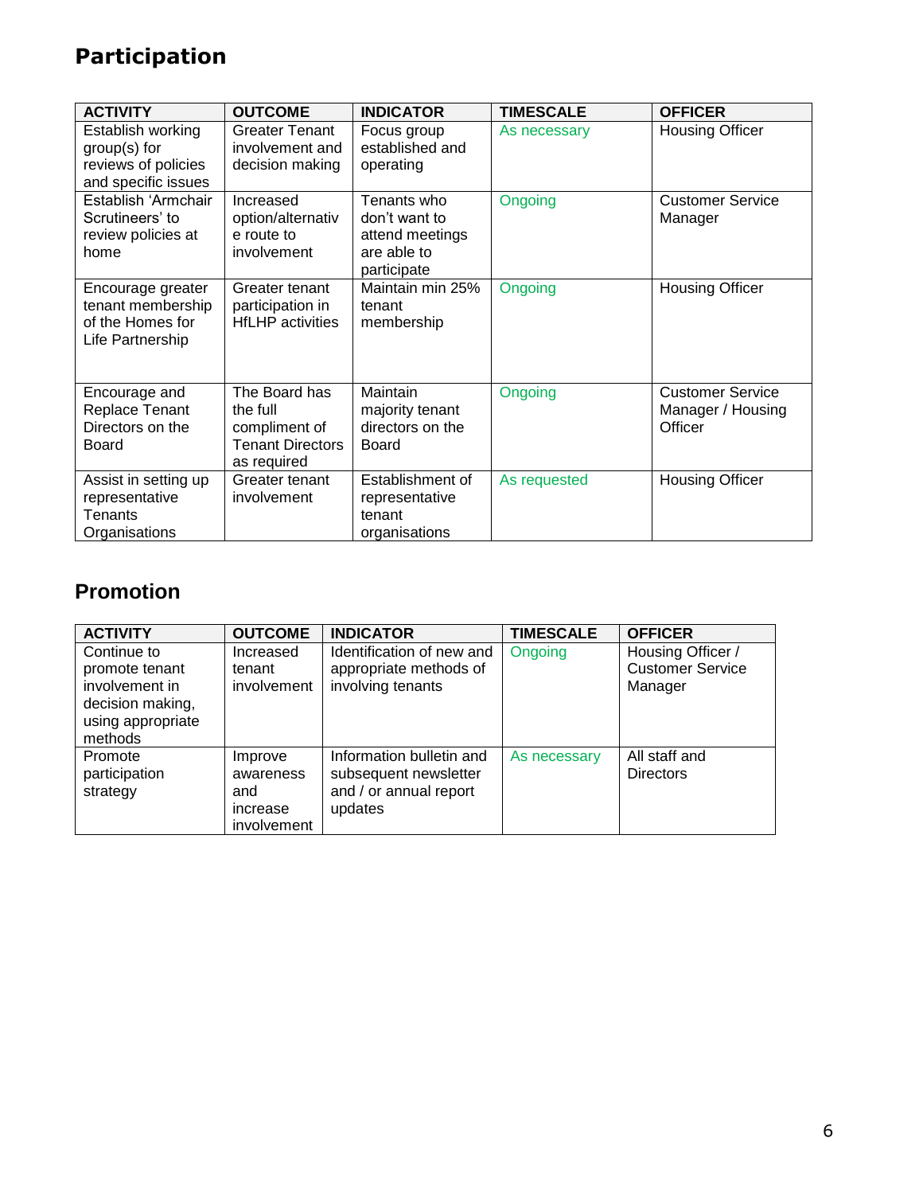## Participation

| ACTIVITY | OUTCOME | INDICATOR | TIMESCALE | OFFICER |
|---|---|---|---|---|
| Establish working group(s) for reviews of policies and specific issues | Greater Tenant involvement and decision making | Focus group established and operating | As necessary | Housing Officer |
| Establish 'Armchair Scrutineers' to review policies at home | Increased option/alternative route to involvement | Tenants who don't want to attend meetings are able to participate | Ongoing | Customer Service Manager |
| Encourage greater tenant membership of the Homes for Life Partnership | Greater tenant participation in HfLHP activities | Maintain min 25% tenant membership | Ongoing | Housing Officer |
| Encourage and Replace Tenant Directors on the Board | The Board has the full compliment of Tenant Directors as required | Maintain majority tenant directors on the Board | Ongoing | Customer Service Manager / Housing Officer |
| Assist in setting up representative Tenants Organisations | Greater tenant involvement | Establishment of representative tenant organisations | As requested | Housing Officer |

## Promotion

| ACTIVITY | OUTCOME | INDICATOR | TIMESCALE | OFFICER |
|---|---|---|---|---|
| Continue to promote tenant involvement in decision making, using appropriate methods | Increased tenant involvement | Identification of new and appropriate methods of involving tenants | Ongoing | Housing Officer / Customer Service Manager |
| Promote participation strategy | Improve awareness and increase involvement | Information bulletin and subsequent newsletter and / or annual report updates | As necessary | All staff and Directors |